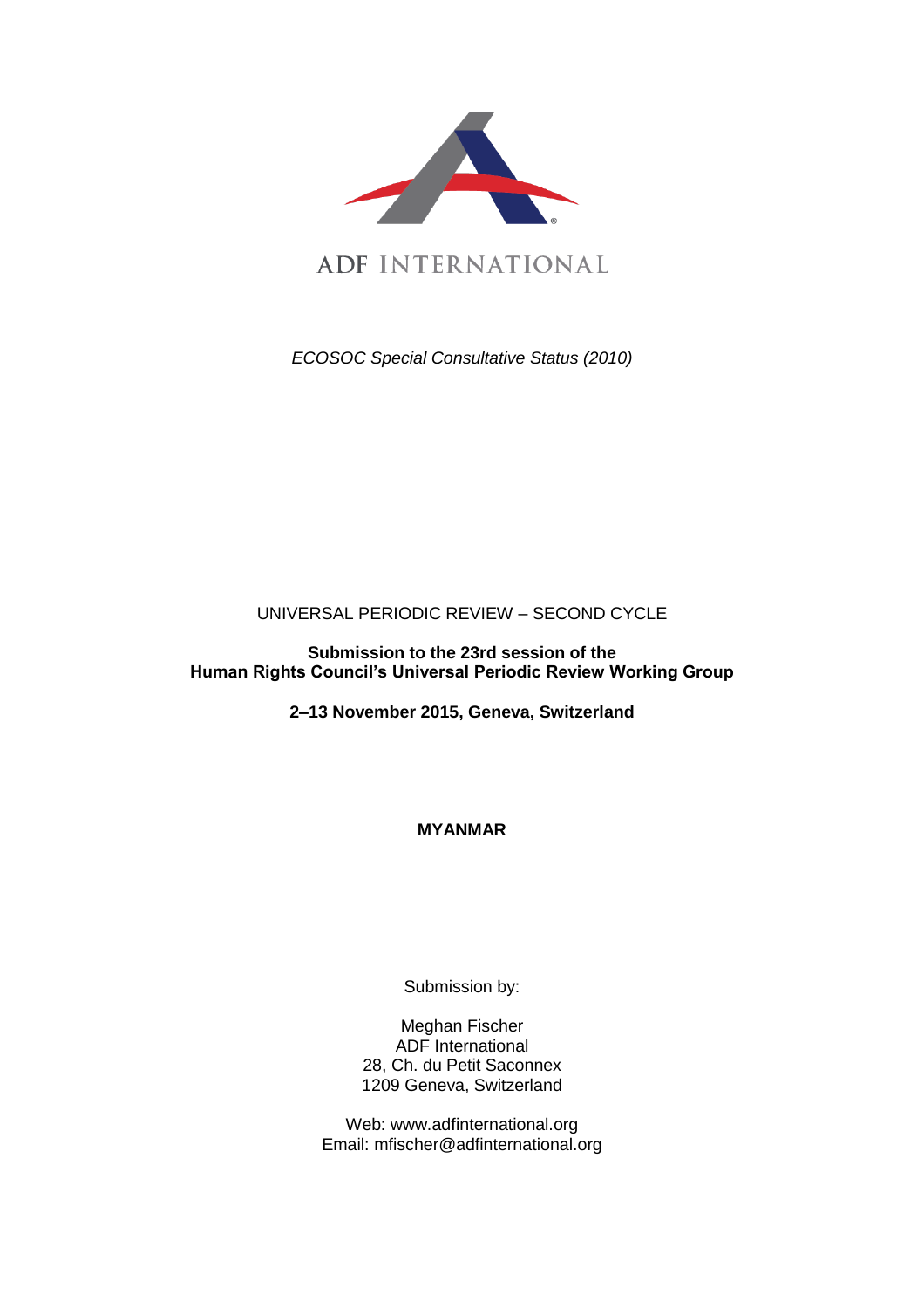ADF INTERNATIONAL

*ECOSOC Special Consultative Status (2010)*

UNIVERSAL PERIODIC REVIEW – SECOND CYCLE

**Submission to the 23rd session of the Human Rights Council's Universal Periodic Review Working Group**

**2–13 November 2015, Geneva, Switzerland**

**MYANMAR**

Submission by:

Meghan Fischer
ADF International
28, Ch. du Petit Saconnex
1209 Geneva, Switzerland

Web: www.adfinternational.org
Email: mfischer@adfinternational.org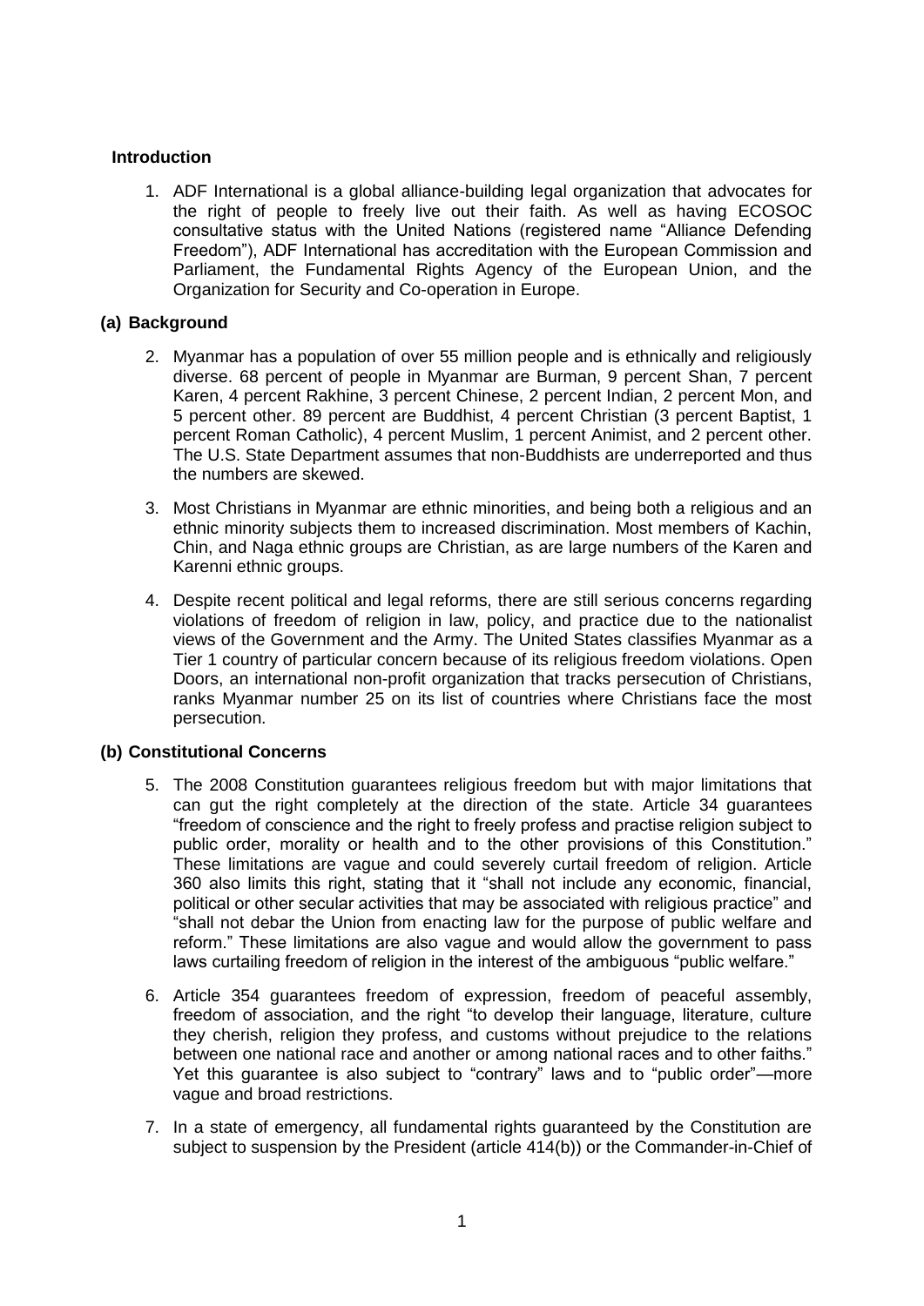## Introduction

1. ADF International is a global alliance-building legal organization that advocates for the right of people to freely live out their faith. As well as having ECOSOC consultative status with the United Nations (registered name "Alliance Defending Freedom"), ADF International has accreditation with the European Commission and Parliament, the Fundamental Rights Agency of the European Union, and the Organization for Security and Co-operation in Europe.

## (a) Background

2. Myanmar has a population of over 55 million people and is ethnically and religiously diverse. 68 percent of people in Myanmar are Burman, 9 percent Shan, 7 percent Karen, 4 percent Rakhine, 3 percent Chinese, 2 percent Indian, 2 percent Mon, and 5 percent other. 89 percent are Buddhist, 4 percent Christian (3 percent Baptist, 1 percent Roman Catholic), 4 percent Muslim, 1 percent Animist, and 2 percent other. The U.S. State Department assumes that non-Buddhists are underreported and thus the numbers are skewed.

3. Most Christians in Myanmar are ethnic minorities, and being both a religious and an ethnic minority subjects them to increased discrimination. Most members of Kachin, Chin, and Naga ethnic groups are Christian, as are large numbers of the Karen and Karenni ethnic groups.

4. Despite recent political and legal reforms, there are still serious concerns regarding violations of freedom of religion in law, policy, and practice due to the nationalist views of the Government and the Army. The United States classifies Myanmar as a Tier 1 country of particular concern because of its religious freedom violations. Open Doors, an international non-profit organization that tracks persecution of Christians, ranks Myanmar number 25 on its list of countries where Christians face the most persecution.

## (b) Constitutional Concerns

5. The 2008 Constitution guarantees religious freedom but with major limitations that can gut the right completely at the direction of the state. Article 34 guarantees "freedom of conscience and the right to freely profess and practise religion subject to public order, morality or health and to the other provisions of this Constitution." These limitations are vague and could severely curtail freedom of religion. Article 360 also limits this right, stating that it "shall not include any economic, financial, political or other secular activities that may be associated with religious practice" and "shall not debar the Union from enacting law for the purpose of public welfare and reform." These limitations are also vague and would allow the government to pass laws curtailing freedom of religion in the interest of the ambiguous "public welfare."

6. Article 354 guarantees freedom of expression, freedom of peaceful assembly, freedom of association, and the right "to develop their language, literature, culture they cherish, religion they profess, and customs without prejudice to the relations between one national race and another or among national races and to other faiths." Yet this guarantee is also subject to "contrary" laws and to "public order"—more vague and broad restrictions.

7. In a state of emergency, all fundamental rights guaranteed by the Constitution are subject to suspension by the President (article 414(b)) or the Commander-in-Chief of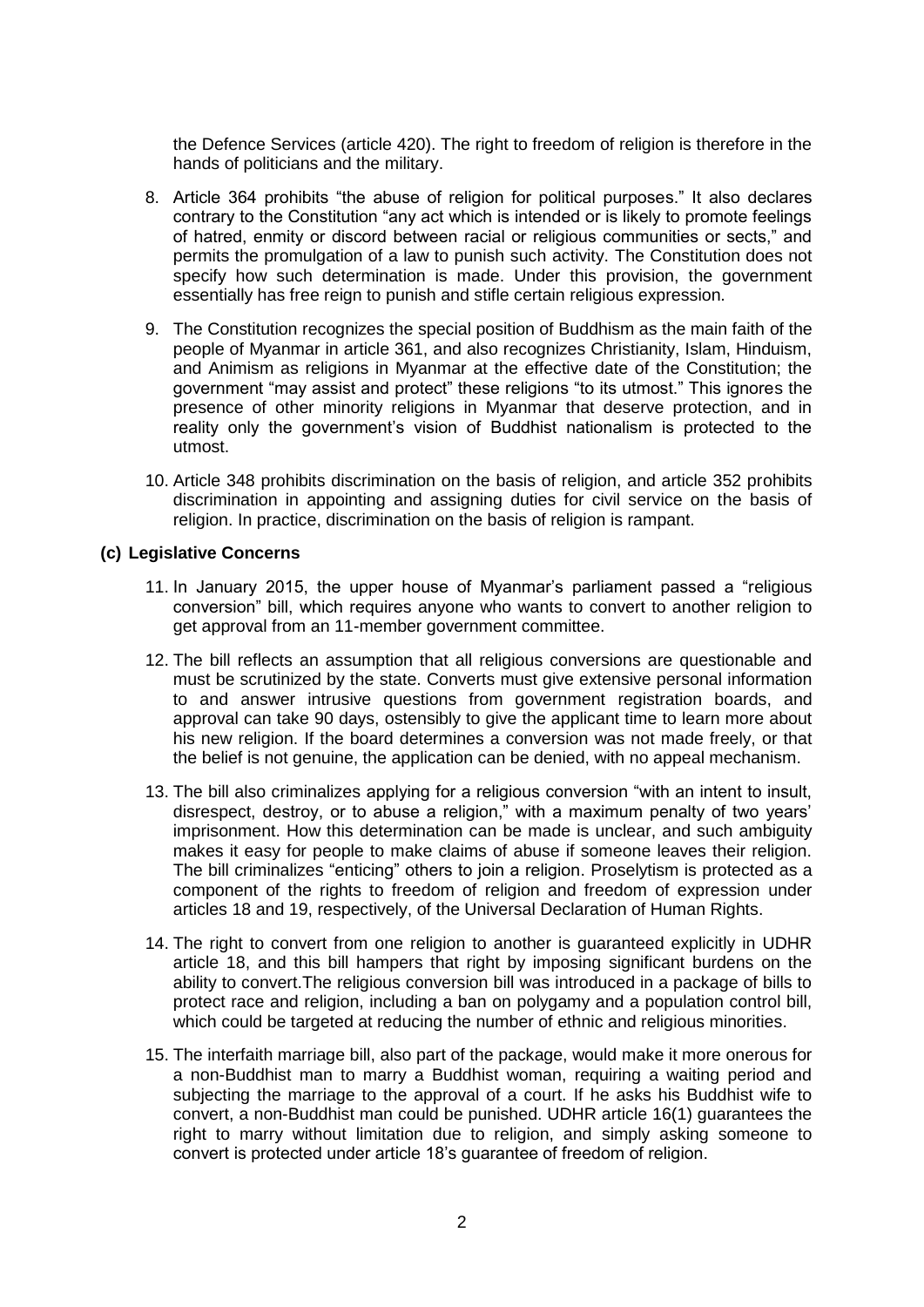the Defence Services (article 420). The right to freedom of religion is therefore in the hands of politicians and the military.

8. Article 364 prohibits "the abuse of religion for political purposes." It also declares contrary to the Constitution "any act which is intended or is likely to promote feelings of hatred, enmity or discord between racial or religious communities or sects," and permits the promulgation of a law to punish such activity. The Constitution does not specify how such determination is made. Under this provision, the government essentially has free reign to punish and stifle certain religious expression.

9. The Constitution recognizes the special position of Buddhism as the main faith of the people of Myanmar in article 361, and also recognizes Christianity, Islam, Hinduism, and Animism as religions in Myanmar at the effective date of the Constitution; the government "may assist and protect" these religions "to its utmost." This ignores the presence of other minority religions in Myanmar that deserve protection, and in reality only the government's vision of Buddhist nationalism is protected to the utmost.

10. Article 348 prohibits discrimination on the basis of religion, and article 352 prohibits discrimination in appointing and assigning duties for civil service on the basis of religion. In practice, discrimination on the basis of religion is rampant.

### (c) Legislative Concerns

11. In January 2015, the upper house of Myanmar's parliament passed a "religious conversion" bill, which requires anyone who wants to convert to another religion to get approval from an 11-member government committee.

12. The bill reflects an assumption that all religious conversions are questionable and must be scrutinized by the state. Converts must give extensive personal information to and answer intrusive questions from government registration boards, and approval can take 90 days, ostensibly to give the applicant time to learn more about his new religion. If the board determines a conversion was not made freely, or that the belief is not genuine, the application can be denied, with no appeal mechanism.

13. The bill also criminalizes applying for a religious conversion "with an intent to insult, disrespect, destroy, or to abuse a religion," with a maximum penalty of two years' imprisonment. How this determination can be made is unclear, and such ambiguity makes it easy for people to make claims of abuse if someone leaves their religion. The bill criminalizes "enticing" others to join a religion. Proselytism is protected as a component of the rights to freedom of religion and freedom of expression under articles 18 and 19, respectively, of the Universal Declaration of Human Rights.

14. The right to convert from one religion to another is guaranteed explicitly in UDHR article 18, and this bill hampers that right by imposing significant burdens on the ability to convert.The religious conversion bill was introduced in a package of bills to protect race and religion, including a ban on polygamy and a population control bill, which could be targeted at reducing the number of ethnic and religious minorities.

15. The interfaith marriage bill, also part of the package, would make it more onerous for a non-Buddhist man to marry a Buddhist woman, requiring a waiting period and subjecting the marriage to the approval of a court. If he asks his Buddhist wife to convert, a non-Buddhist man could be punished. UDHR article 16(1) guarantees the right to marry without limitation due to religion, and simply asking someone to convert is protected under article 18's guarantee of freedom of religion.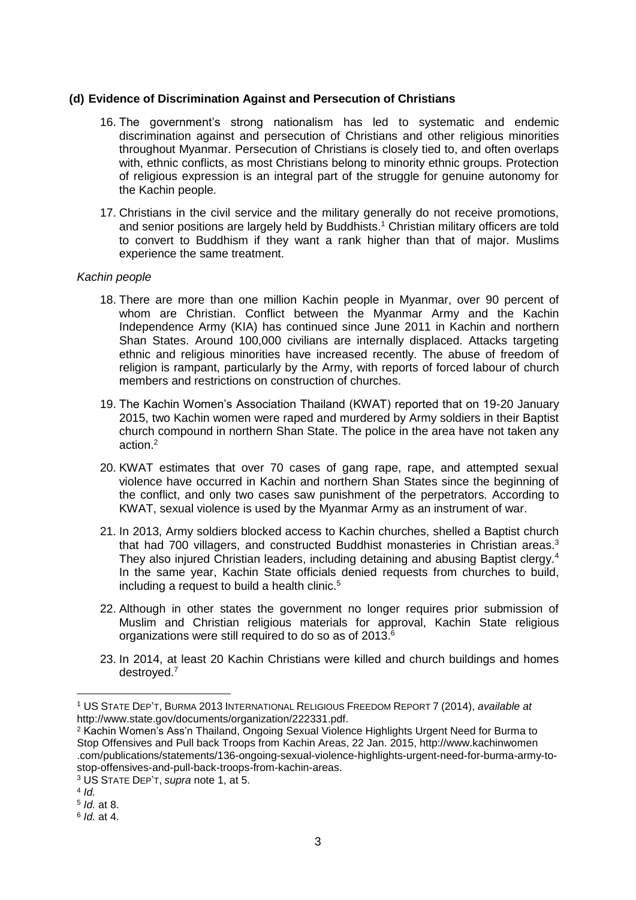### (d) Evidence of Discrimination Against and Persecution of Christians

16. The government's strong nationalism has led to systematic and endemic discrimination against and persecution of Christians and other religious minorities throughout Myanmar. Persecution of Christians is closely tied to, and often overlaps with, ethnic conflicts, as most Christians belong to minority ethnic groups. Protection of religious expression is an integral part of the struggle for genuine autonomy for the Kachin people.

17. Christians in the civil service and the military generally do not receive promotions, and senior positions are largely held by Buddhists.[1] Christian military officers are told to convert to Buddhism if they want a rank higher than that of major. Muslims experience the same treatment.

*Kachin people*

18. There are more than one million Kachin people in Myanmar, over 90 percent of whom are Christian. Conflict between the Myanmar Army and the Kachin Independence Army (KIA) has continued since June 2011 in Kachin and northern Shan States. Around 100,000 civilians are internally displaced. Attacks targeting ethnic and religious minorities have increased recently. The abuse of freedom of religion is rampant, particularly by the Army, with reports of forced labour of church members and restrictions on construction of churches.

19. The Kachin Women's Association Thailand (KWAT) reported that on 19-20 January 2015, two Kachin women were raped and murdered by Army soldiers in their Baptist church compound in northern Shan State. The police in the area have not taken any action.[2]

20. KWAT estimates that over 70 cases of gang rape, rape, and attempted sexual violence have occurred in Kachin and northern Shan States since the beginning of the conflict, and only two cases saw punishment of the perpetrators. According to KWAT, sexual violence is used by the Myanmar Army as an instrument of war.

21. In 2013, Army soldiers blocked access to Kachin churches, shelled a Baptist church that had 700 villagers, and constructed Buddhist monasteries in Christian areas.[3] They also injured Christian leaders, including detaining and abusing Baptist clergy.[4] In the same year, Kachin State officials denied requests from churches to build, including a request to build a health clinic.[5]

22. Although in other states the government no longer requires prior submission of Muslim and Christian religious materials for approval, Kachin State religious organizations were still required to do so as of 2013.[6]

23. In 2014, at least 20 Kachin Christians were killed and church buildings and homes destroyed.[7]

---

[1] US STATE DEP'T, BURMA 2013 INTERNATIONAL RELIGIOUS FREEDOM REPORT 7 (2014), *available at* http://www.state.gov/documents/organization/222331.pdf.

[2] Kachin Women's Ass'n Thailand, Ongoing Sexual Violence Highlights Urgent Need for Burma to Stop Offensives and Pull back Troops from Kachin Areas, 22 Jan. 2015, http://www.kachinwomen.com/publications/statements/136-ongoing-sexual-violence-highlights-urgent-need-for-burma-army-to-stop-offensives-and-pull-back-troops-from-kachin-areas.

[3] US STATE DEP'T, *supra* note 1, at 5.

[4] *Id.*

[5] *Id.* at 8.

[6] *Id.* at 4.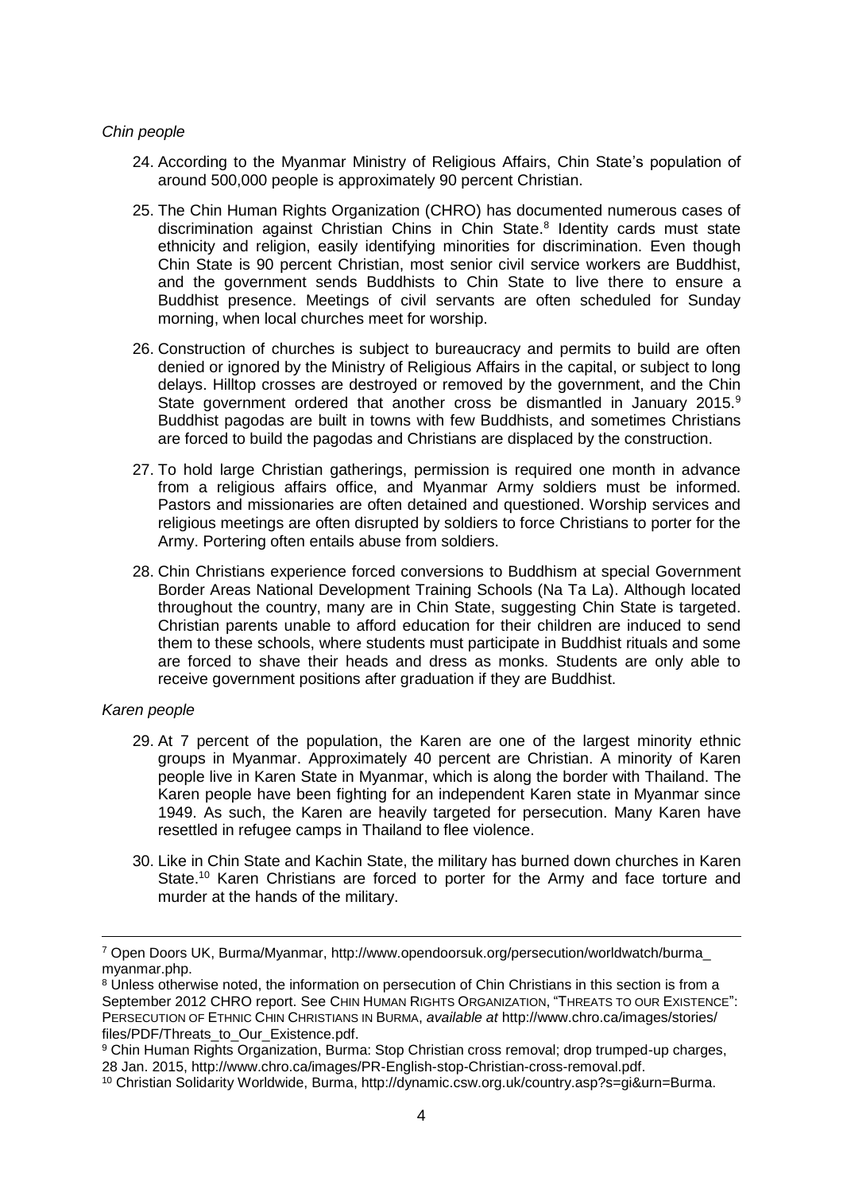*Chin people*

24. According to the Myanmar Ministry of Religious Affairs, Chin State's population of around 500,000 people is approximately 90 percent Christian.

25. The Chin Human Rights Organization (CHRO) has documented numerous cases of discrimination against Christian Chins in Chin State.[8] Identity cards must state ethnicity and religion, easily identifying minorities for discrimination. Even though Chin State is 90 percent Christian, most senior civil service workers are Buddhist, and the government sends Buddhists to Chin State to live there to ensure a Buddhist presence. Meetings of civil servants are often scheduled for Sunday morning, when local churches meet for worship.

26. Construction of churches is subject to bureaucracy and permits to build are often denied or ignored by the Ministry of Religious Affairs in the capital, or subject to long delays. Hilltop crosses are destroyed or removed by the government, and the Chin State government ordered that another cross be dismantled in January 2015.[9] Buddhist pagodas are built in towns with few Buddhists, and sometimes Christians are forced to build the pagodas and Christians are displaced by the construction.

27. To hold large Christian gatherings, permission is required one month in advance from a religious affairs office, and Myanmar Army soldiers must be informed. Pastors and missionaries are often detained and questioned. Worship services and religious meetings are often disrupted by soldiers to force Christians to porter for the Army. Portering often entails abuse from soldiers.

28. Chin Christians experience forced conversions to Buddhism at special Government Border Areas National Development Training Schools (Na Ta La). Although located throughout the country, many are in Chin State, suggesting Chin State is targeted. Christian parents unable to afford education for their children are induced to send them to these schools, where students must participate in Buddhist rituals and some are forced to shave their heads and dress as monks. Students are only able to receive government positions after graduation if they are Buddhist.

*Karen people*

29. At 7 percent of the population, the Karen are one of the largest minority ethnic groups in Myanmar. Approximately 40 percent are Christian. A minority of Karen people live in Karen State in Myanmar, which is along the border with Thailand. The Karen people have been fighting for an independent Karen state in Myanmar since 1949. As such, the Karen are heavily targeted for persecution. Many Karen have resettled in refugee camps in Thailand to flee violence.

30. Like in Chin State and Kachin State, the military has burned down churches in Karen State.[10] Karen Christians are forced to porter for the Army and face torture and murder at the hands of the military.

---

[7] Open Doors UK, Burma/Myanmar, http://www.opendoorsuk.org/persecution/worldwatch/burma_myanmar.php.

[8] Unless otherwise noted, the information on persecution of Chin Christians in this section is from a September 2012 CHRO report. See CHIN HUMAN RIGHTS ORGANIZATION, "THREATS TO OUR EXISTENCE": PERSECUTION OF ETHNIC CHIN CHRISTIANS IN BURMA, *available at* http://www.chro.ca/images/stories/files/PDF/Threats_to_Our_Existence.pdf.

[9] Chin Human Rights Organization, Burma: Stop Christian cross removal; drop trumped-up charges, 28 Jan. 2015, http://www.chro.ca/images/PR-English-stop-Christian-cross-removal.pdf.

[10] Christian Solidarity Worldwide, Burma, http://dynamic.csw.org.uk/country.asp?s=gi&urn=Burma.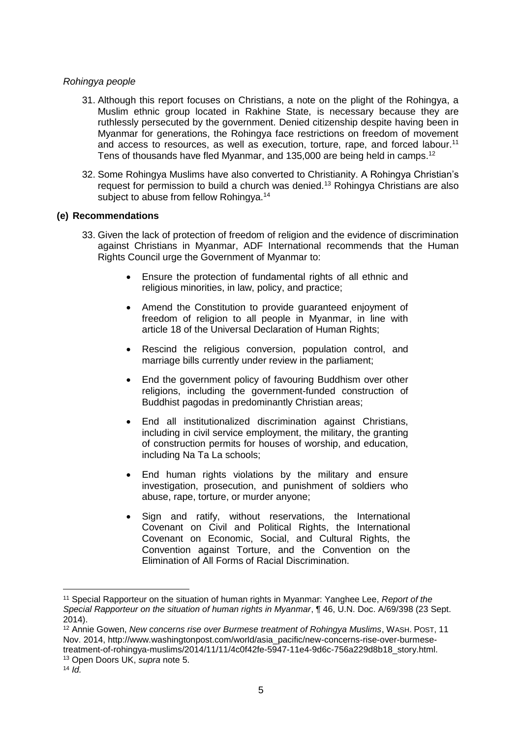*Rohingya people*

31. Although this report focuses on Christians, a note on the plight of the Rohingya, a Muslim ethnic group located in Rakhine State, is necessary because they are ruthlessly persecuted by the government. Denied citizenship despite having been in Myanmar for generations, the Rohingya face restrictions on freedom of movement and access to resources, as well as execution, torture, rape, and forced labour.[11] Tens of thousands have fled Myanmar, and 135,000 are being held in camps.[12]

32. Some Rohingya Muslims have also converted to Christianity. A Rohingya Christian's request for permission to build a church was denied.[13] Rohingya Christians are also subject to abuse from fellow Rohingya.[14]

**(e) Recommendations**

33. Given the lack of protection of freedom of religion and the evidence of discrimination against Christians in Myanmar, ADF International recommends that the Human Rights Council urge the Government of Myanmar to:

- Ensure the protection of fundamental rights of all ethnic and religious minorities, in law, policy, and practice;
- Amend the Constitution to provide guaranteed enjoyment of freedom of religion to all people in Myanmar, in line with article 18 of the Universal Declaration of Human Rights;
- Rescind the religious conversion, population control, and marriage bills currently under review in the parliament;
- End the government policy of favouring Buddhism over other religions, including the government-funded construction of Buddhist pagodas in predominantly Christian areas;
- End all institutionalized discrimination against Christians, including in civil service employment, the military, the granting of construction permits for houses of worship, and education, including Na Ta La schools;
- End human rights violations by the military and ensure investigation, prosecution, and punishment of soldiers who abuse, rape, torture, or murder anyone;
- Sign and ratify, without reservations, the International Covenant on Civil and Political Rights, the International Covenant on Economic, Social, and Cultural Rights, the Convention against Torture, and the Convention on the Elimination of All Forms of Racial Discrimination.

---

[11] Special Rapporteur on the situation of human rights in Myanmar: Yanghee Lee, *Report of the Special Rapporteur on the situation of human rights in Myanmar*, ¶ 46, U.N. Doc. A/69/398 (23 Sept. 2014).

[12] Annie Gowen, *New concerns rise over Burmese treatment of Rohingya Muslims*, WASH. POST, 11 Nov. 2014, http://www.washingtonpost.com/world/asia_pacific/new-concerns-rise-over-burmese-treatment-of-rohingya-muslims/2014/11/11/4c0f42fe-5947-11e4-9d6c-756a229d8b18_story.html.

[13] Open Doors UK, *supra* note 5.

[14] *Id.*